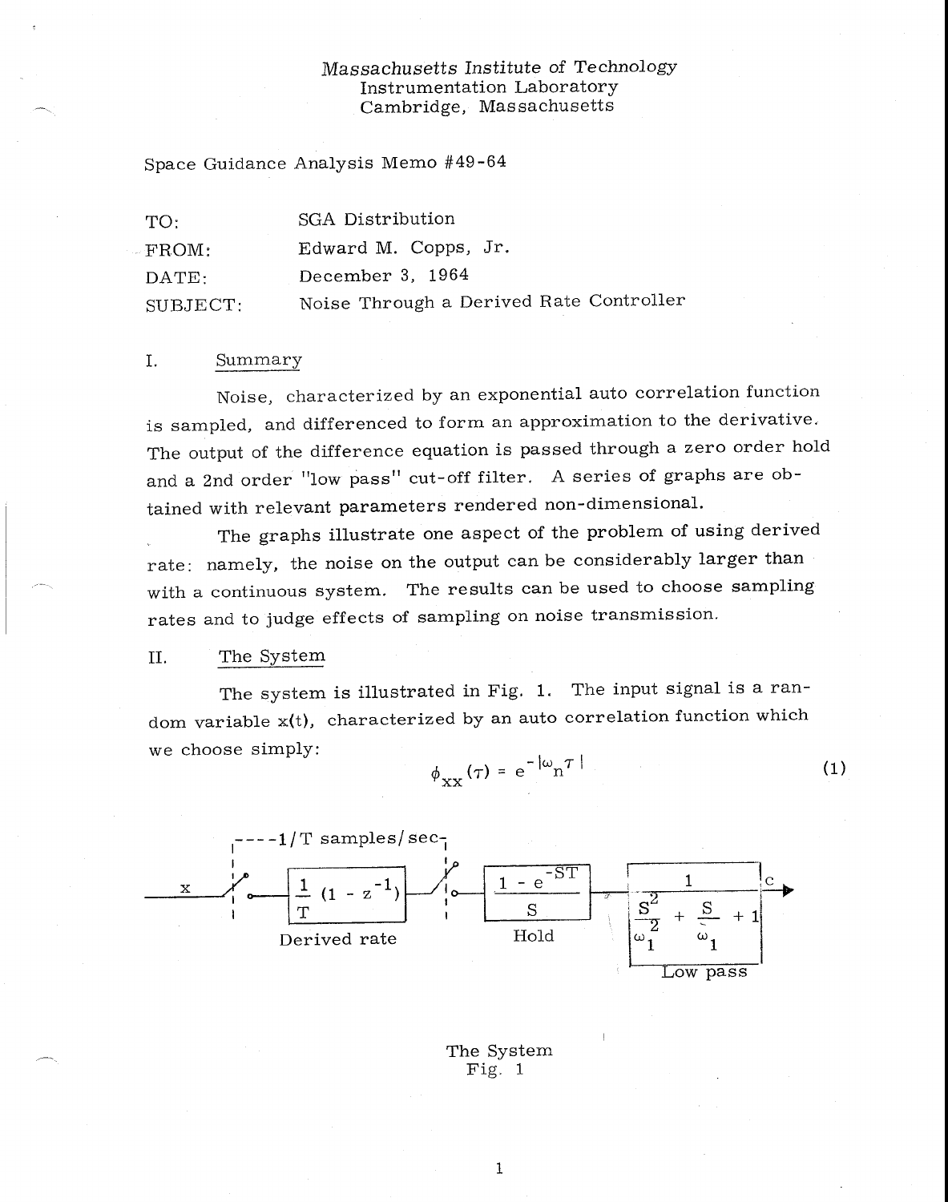Massachusetts Institute of Technology
Instrumentation Laboratory
Cambridge, Massachusetts

Space Guidance Analysis Memo #49-64

| | |
|---|---|
| TO: | SGA Distribution |
| FROM: | Edward M. Copps, Jr. |
| DATE: | December 3, 1964 |
| SUBJECT: | Noise Through a Derived Rate Controller |

## I. Summary

Noise, characterized by an exponential auto correlation function is sampled, and differenced to form an approximation to the derivative. The output of the difference equation is passed through a zero order hold and a 2nd order "low pass" cut-off filter. A series of graphs are obtained with relevant parameters rendered non-dimensional.

The graphs illustrate one aspect of the problem of using derived rate: namely, the noise on the output can be considerably larger than with a continuous system. The results can be used to choose sampling rates and to judge effects of sampling on noise transmission.

## II. The System

The system is illustrated in Fig. 1. The input signal is a random variable x(t), characterized by an auto correlation function which we choose simply:

$$\phi_{xx}(\tau) = e^{-|\omega_n \tau|} \tag{1}$$

x → [1/T samples/sec] → Derived rate: $\frac{1}{T}(1 - z^{-1})$ → Hold: $\frac{1 - e^{-ST}}{S}$ → Low pass: $\frac{1}{\frac{S^2}{\omega_1^2} + \frac{S}{\omega_1} + 1}$ → c

The System
Fig. 1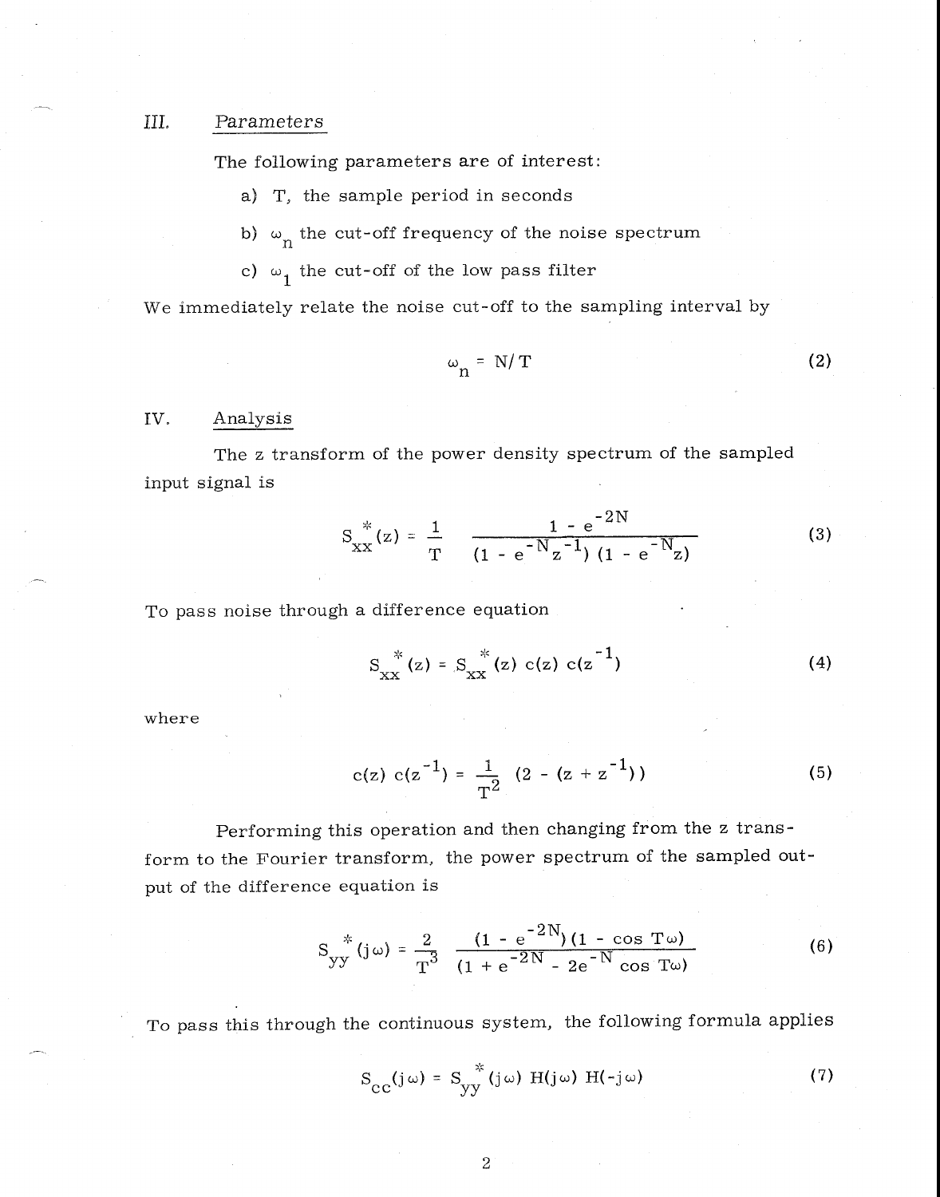## III. Parameters

The following parameters are of interest:

a) $T$, the sample period in seconds

b) $\omega_n$ the cut-off frequency of the noise spectrum

c) $\omega_1$ the cut-off of the low pass filter

We immediately relate the noise cut-off to the sampling interval by

$$\omega_n = N/T \tag{2}$$

## IV. Analysis

The z transform of the power density spectrum of the sampled input signal is

$$S_{xx}^{*}(z) = \frac{1}{T} \quad \frac{1 - e^{-2N}}{(1 - e^{-N}z^{-1})(1 - e^{-N}z)} \tag{3}$$

To pass noise through a difference equation

$$S_{xx}^{*}(z) = S_{xx}^{*}(z)\, c(z)\, c(z^{-1}) \tag{4}$$

where

$$c(z)\, c(z^{-1}) = \frac{1}{T^2} \left(2 - (z + z^{-1})\right) \tag{5}$$

Performing this operation and then changing from the z transform to the Fourier transform, the power spectrum of the sampled output of the difference equation is

$$S_{yy}^{*}(j\omega) = \frac{2}{T^3} \quad \frac{(1 - e^{-2N})(1 - \cos T\omega)}{(1 + e^{-2N} - 2e^{-N} \cos T\omega)} \tag{6}$$

To pass this through the continuous system, the following formula applies

$$S_{cc}(j\omega) = S_{yy}^{*}(j\omega)\, H(j\omega)\, H(-j\omega) \tag{7}$$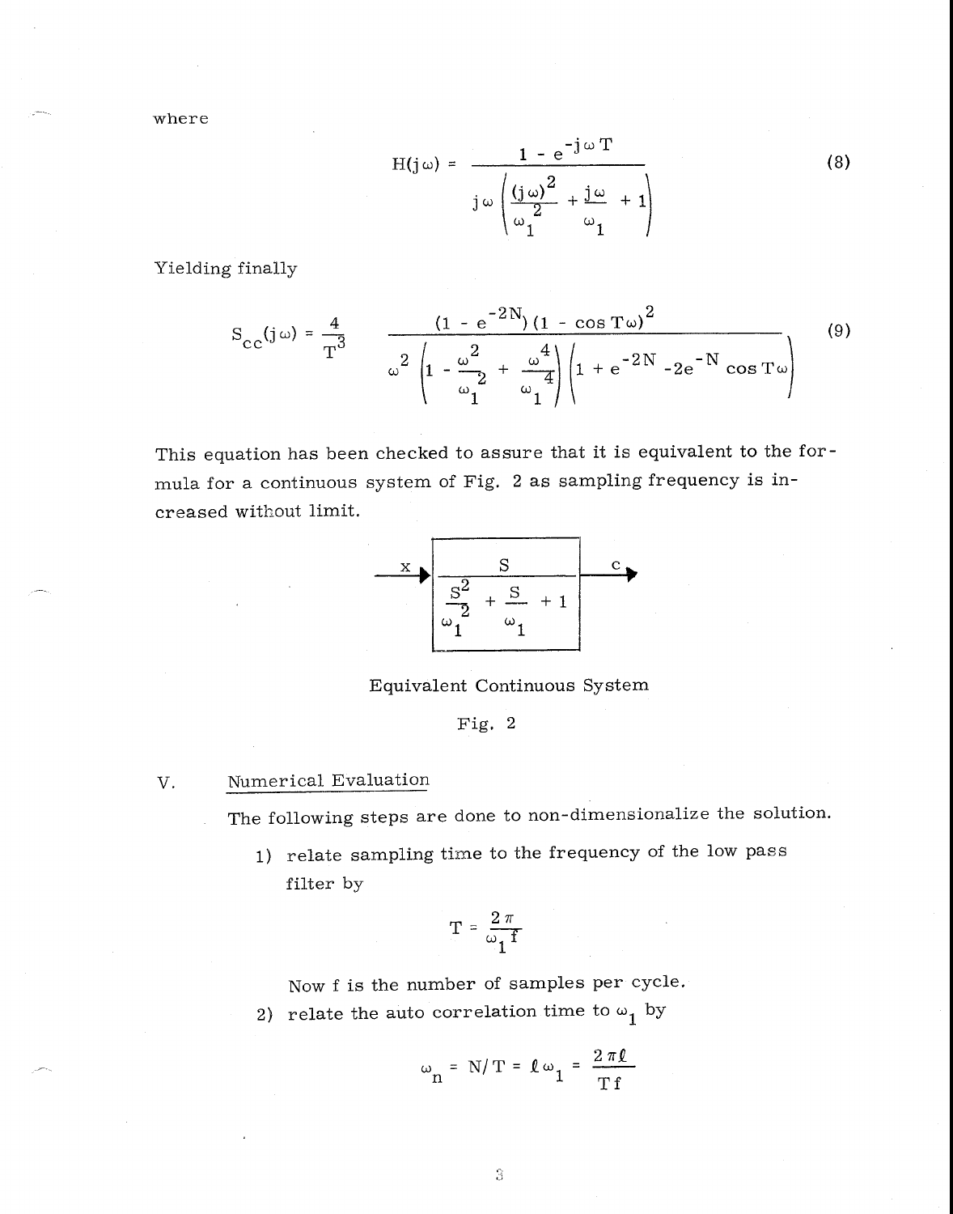where

$$H(j\omega) = \frac{1 - e^{-j\omega T}}{j\omega\left(\frac{(j\omega)^2}{\omega_1^2} + \frac{j\omega}{\omega_1} + 1\right)} \tag{8}$$

Yielding finally

$$S_{cc}(j\omega) = \frac{4}{T^3} \quad \frac{(1 - e^{-2N})(1 - \cos T\omega)^2}{\omega^2\left(1 - \frac{\omega^2}{\omega_1^2} + \frac{\omega^4}{\omega_1^4}\right)\left(1 + e^{-2N} - 2e^{-N}\cos T\omega\right)} \tag{9}$$

This equation has been checked to assure that it is equivalent to the formula for a continuous system of Fig. 2 as sampling frequency is increased without limit.

$$x \rightarrow \boxed{\frac{S}{\frac{S^2}{\omega_1^2} + \frac{S}{\omega_1} + 1}} \rightarrow c$$

Equivalent Continuous System

Fig. 2

## V. Numerical Evaluation

The following steps are done to non-dimensionalize the solution.

1) relate sampling time to the frequency of the low pass filter by

$$T = \frac{2\pi}{\omega_1 f}$$

Now f is the number of samples per cycle.

2) relate the auto correlation time to $\omega_1$ by

$$\omega_n = N/T = \ell\omega_1 = \frac{2\pi\ell}{Tf}$$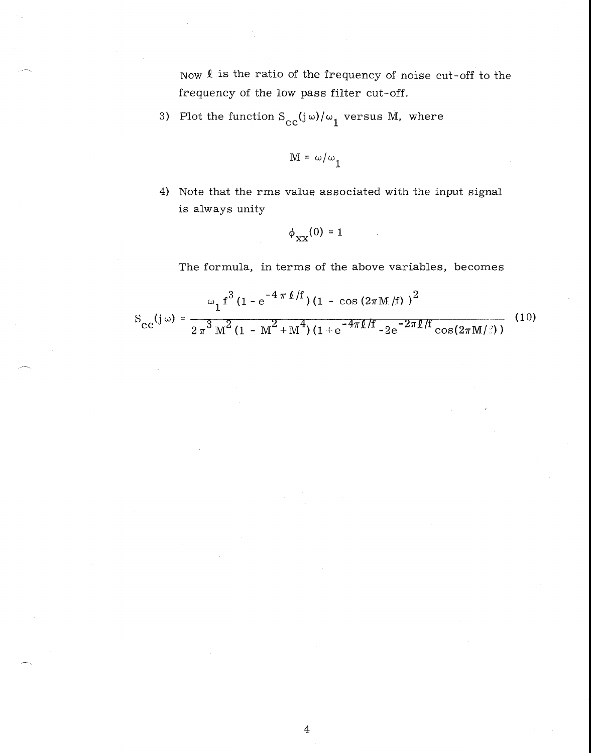Now $\ell$ is the ratio of the frequency of noise cut-off to the frequency of the low pass filter cut-off.

3) Plot the function $S_{cc}(j\omega)/\omega_1$ versus M, where

$$M = \omega/\omega_1$$

4) Note that the rms value associated with the input signal is always unity

$$\phi_{xx}(0) = 1$$

The formula, in terms of the above variables, becomes

$$S_{cc}(j\omega) = \frac{\omega_1 f^3 (1 - e^{-4\pi \ell/f})(1 - \cos(2\pi M/f))^2}{2\pi^3 M^2 (1 - M^2 + M^4)(1 + e^{-4\pi\ell/f} - 2e^{-2\pi\ell/f} \cos(2\pi M/f))} \tag{10}$$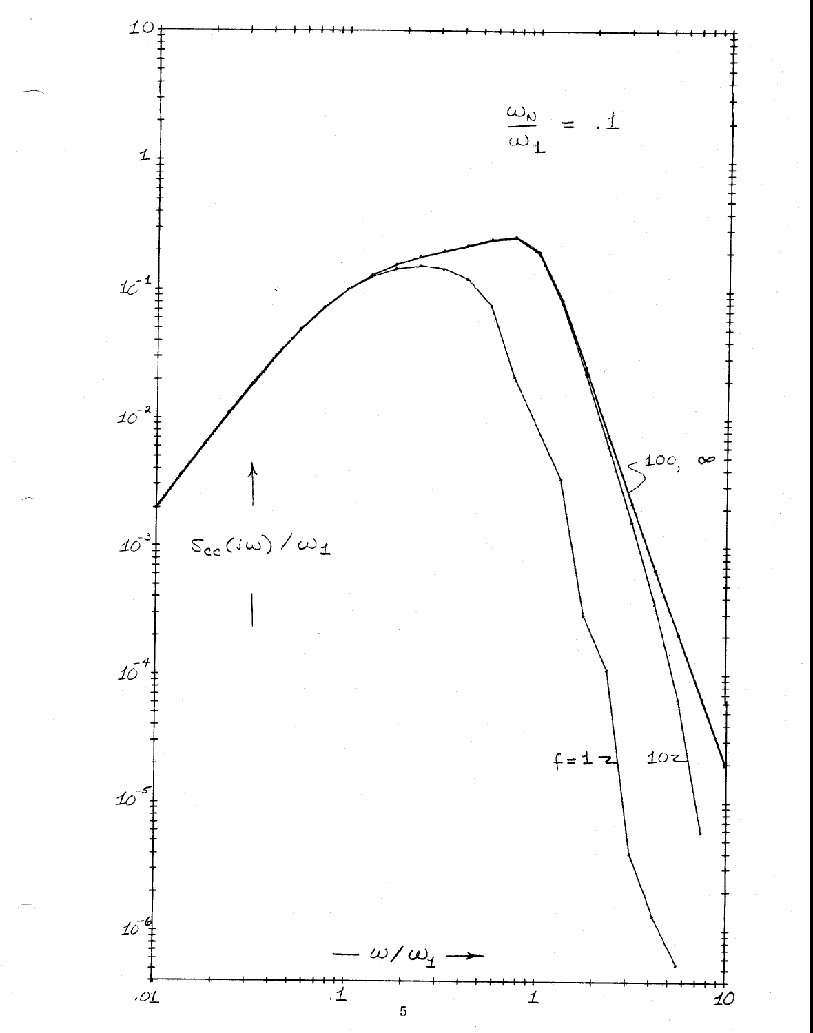$$\frac{\omega_N}{\omega_1} = .1$$

$S_{cc}(j\omega)/\omega_1$

$\omega/\omega_1$

$f = 1$, $10$, $100$, $\infty$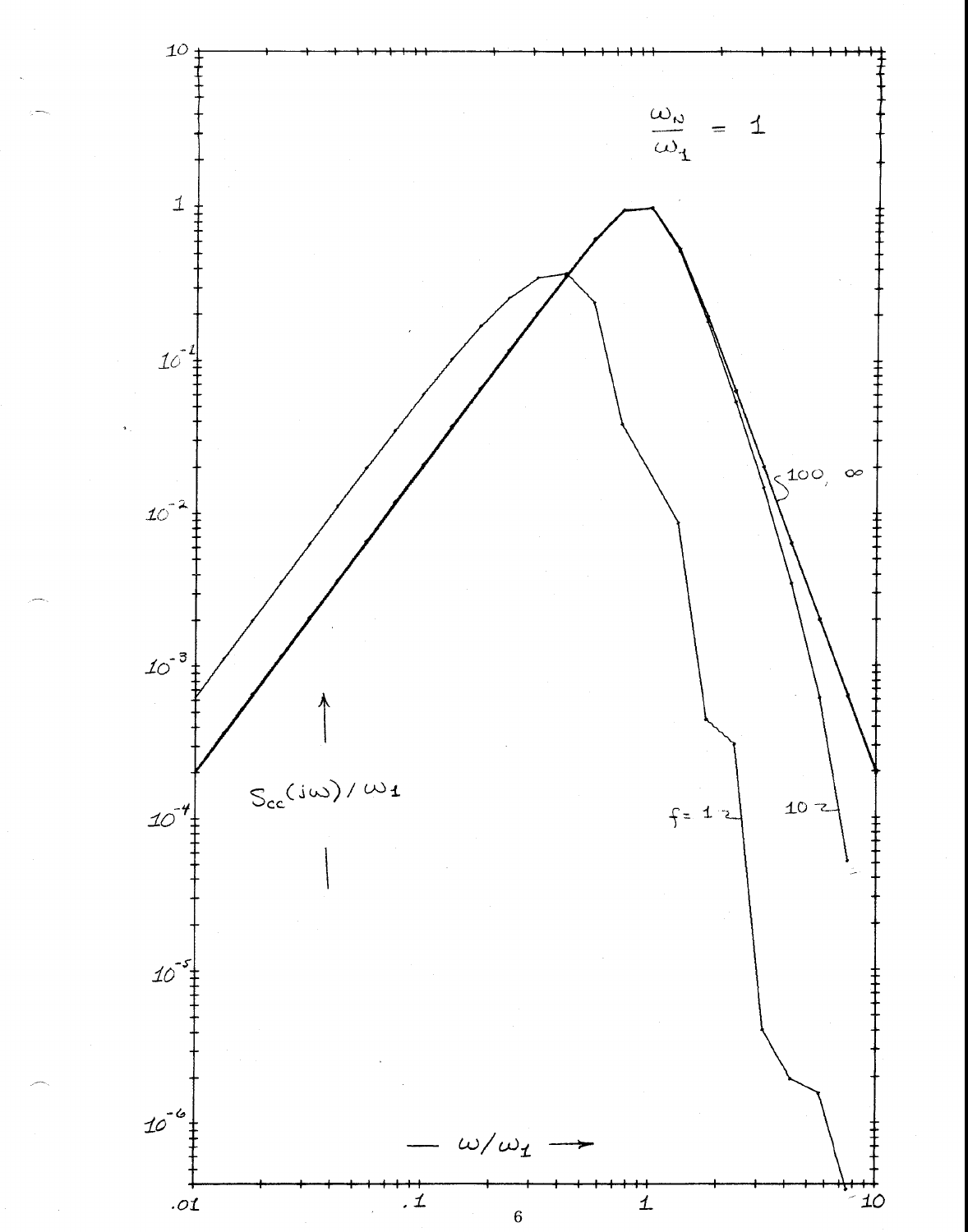$$\frac{\omega_N}{\omega_1} = 1$$

$S_{cc}(j\omega)/\omega_1$ ↑

— $\omega/\omega_1$ →

$f = 1$ z

10 z

100, ∞

Vertical axis: $10$, $1$, $10^{-1}$, $10^{-2}$, $10^{-3}$, $10^{-4}$, $10^{-5}$, $10^{-6}$

Horizontal axis: .01, .1, 1, 10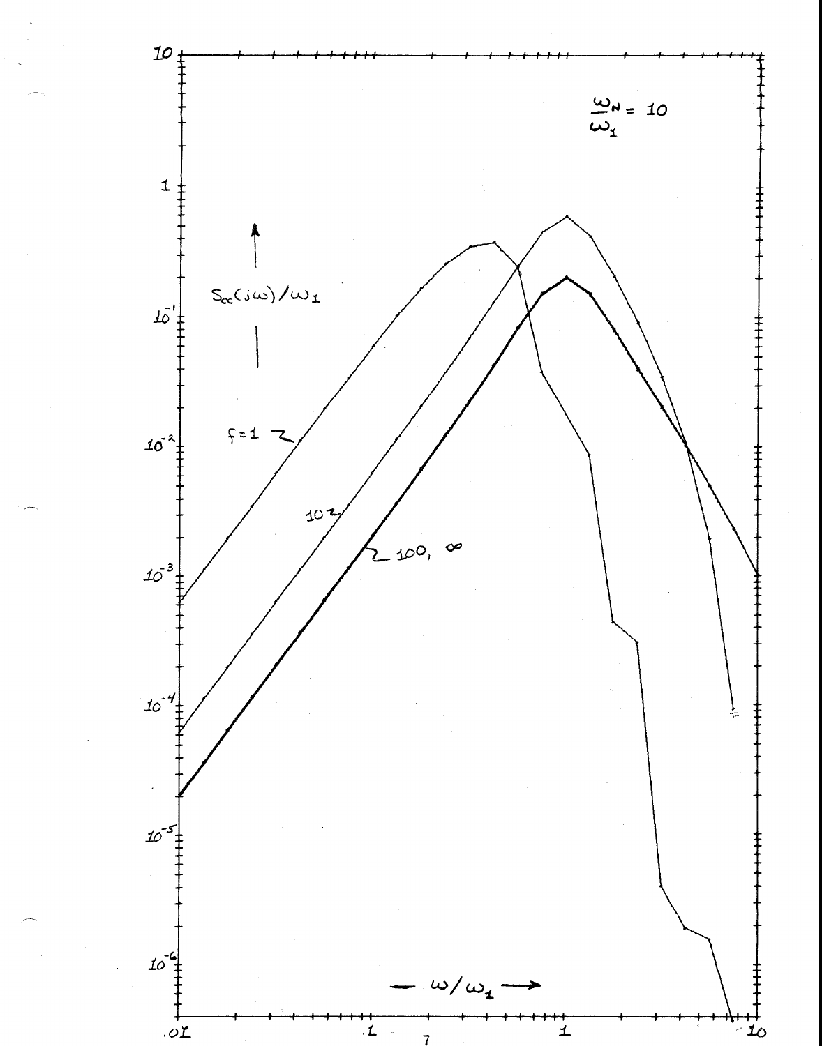$\frac{\omega_N}{\omega_1} = 10$

$S_{cc}(j\omega)/\omega_1$

$f = 1$

$10$

$100, \infty$

$\omega/\omega_1$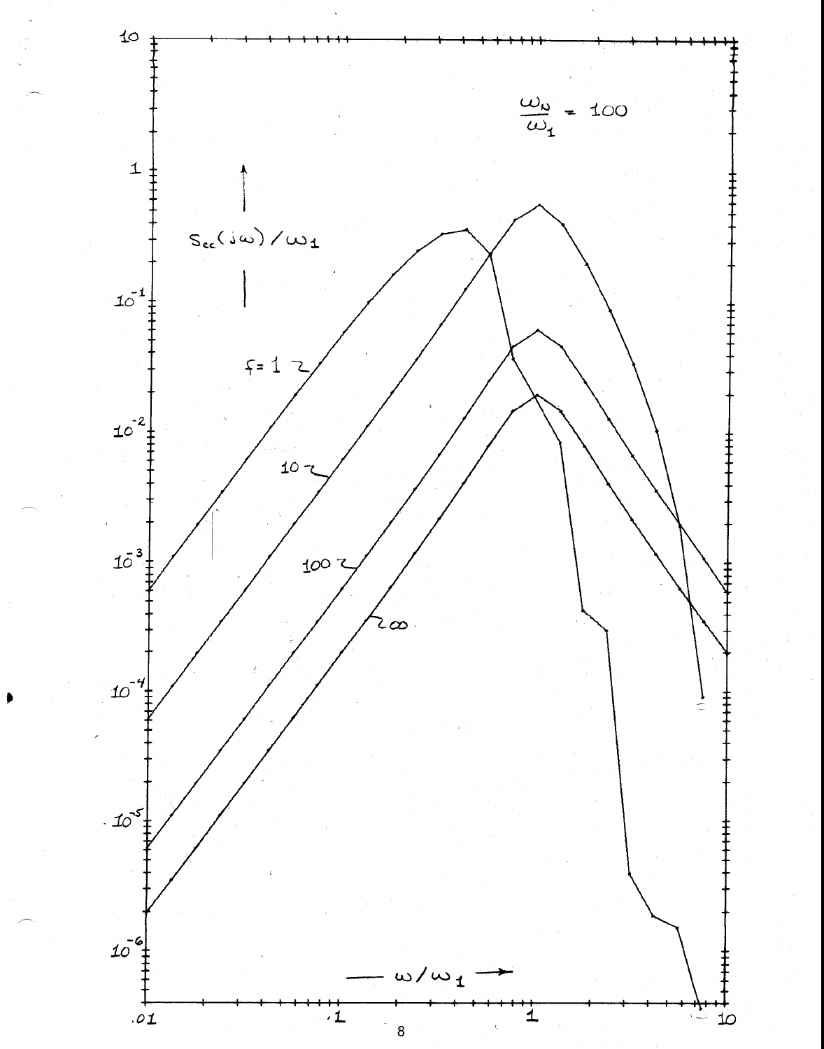$\frac{\omega_N}{\omega_1} = 100$

$S_{cc}(j\omega)/\omega_1$

$f = 1$

10

100

$\infty$

$\omega/\omega_1$

10

1

$10^{-1}$

$10^{-2}$

$10^{-3}$

$10^{-4}$

$10^{-5}$

$10^{-6}$

.01

.1

1

10